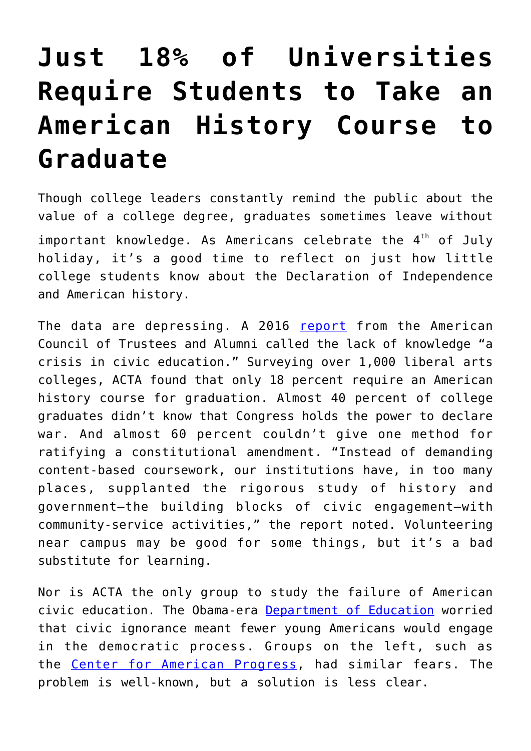# Just 18% of Universities Require Students to Take an American History Course to Graduate

Though college leaders constantly remind the public about the value of a college degree, graduates sometimes leave without important knowledge. As Americans celebrate the 4th of July holiday, it's a good time to reflect on just how little college students know about the Declaration of Independence and American history.

The data are depressing. A 2016 [report](report) from the American Council of Trustees and Alumni called the lack of knowledge "a crisis in civic education." Surveying over 1,000 liberal arts colleges, ACTA found that only 18 percent require an American history course for graduation. Almost 40 percent of college graduates didn't know that Congress holds the power to declare war. And almost 60 percent couldn't give one method for ratifying a constitutional amendment. "Instead of demanding content-based coursework, our institutions have, in too many places, supplanted the rigorous study of history and government—the building blocks of civic engagement—with community-service activities," the report noted. Volunteering near campus may be good for some things, but it's a bad substitute for learning.

Nor is ACTA the only group to study the failure of American civic education. The Obama-era [Department of Education](Department of Education) worried that civic ignorance meant fewer young Americans would engage in the democratic process. Groups on the left, such as the [Center for American Progress](Center for American Progress), had similar fears. The problem is well-known, but a solution is less clear.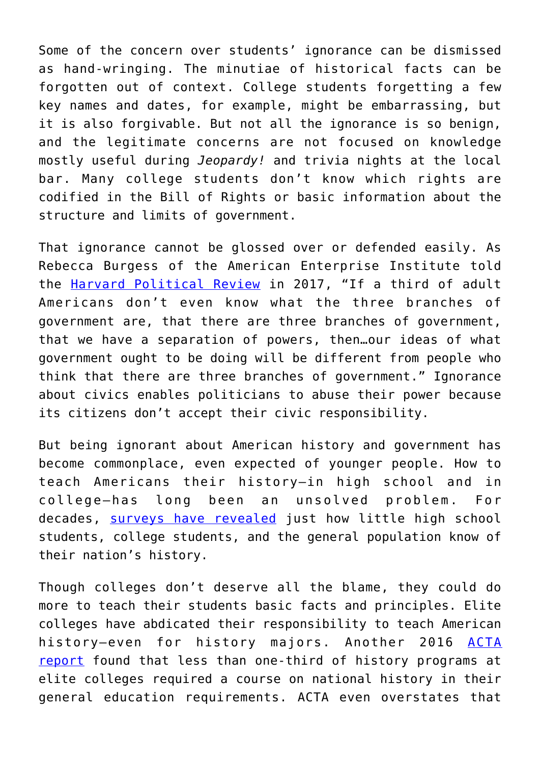Some of the concern over students' ignorance can be dismissed as hand-wringing. The minutiae of historical facts can be forgotten out of context. College students forgetting a few key names and dates, for example, might be embarrassing, but it is also forgivable. But not all the ignorance is so benign, and the legitimate concerns are not focused on knowledge mostly useful during *Jeopardy!* and trivia nights at the local bar. Many college students don't know which rights are codified in the Bill of Rights or basic information about the structure and limits of government.

That ignorance cannot be glossed over or defended easily. As Rebecca Burgess of the American Enterprise Institute told the [Harvard Political Review](#) in 2017, "If a third of adult Americans don't even know what the three branches of government are, that there are three branches of government, that we have a separation of powers, then…our ideas of what government ought to be doing will be different from people who think that there are three branches of government." Ignorance about civics enables politicians to abuse their power because its citizens don't accept their civic responsibility.

But being ignorant about American history and government has become commonplace, even expected of younger people. How to teach Americans their history—in high school and in college—has long been an unsolved problem. For decades, [surveys have revealed](#) just how little high school students, college students, and the general population know of their nation's history.

Though colleges don't deserve all the blame, they could do more to teach their students basic facts and principles. Elite colleges have abdicated their responsibility to teach American history—even for history majors. Another 2016 [ACTA report](#) found that less than one-third of history programs at elite colleges required a course on national history in their general education requirements. ACTA even overstates that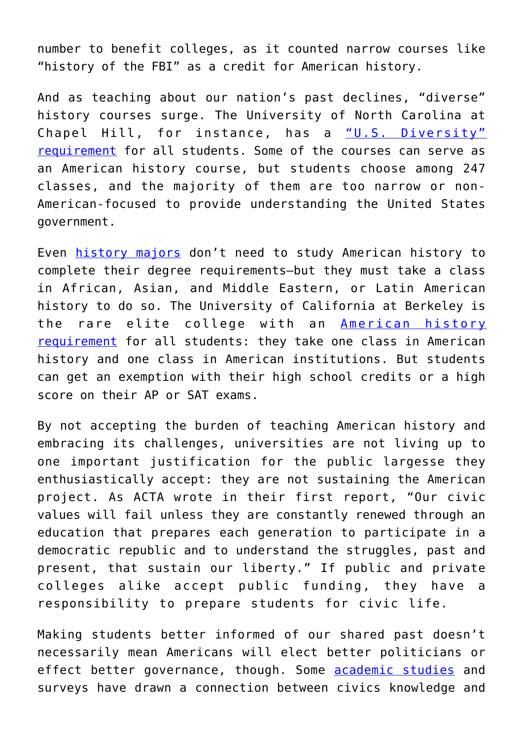number to benefit colleges, as it counted narrow courses like "history of the FBI" as a credit for American history.

And as teaching about our nation's past declines, "diverse" history courses surge. The University of North Carolina at Chapel Hill, for instance, has a "U.S. Diversity" requirement for all students. Some of the courses can serve as an American history course, but students choose among 247 classes, and the majority of them are too narrow or non-American-focused to provide understanding the United States government.

Even history majors don't need to study American history to complete their degree requirements—but they must take a class in African, Asian, and Middle Eastern, or Latin American history to do so. The University of California at Berkeley is the rare elite college with an American history requirement for all students: they take one class in American history and one class in American institutions. But students can get an exemption with their high school credits or a high score on their AP or SAT exams.

By not accepting the burden of teaching American history and embracing its challenges, universities are not living up to one important justification for the public largesse they enthusiastically accept: they are not sustaining the American project. As ACTA wrote in their first report, "Our civic values will fail unless they are constantly renewed through an education that prepares each generation to participate in a democratic republic and to understand the struggles, past and present, that sustain our liberty." If public and private colleges alike accept public funding, they have a responsibility to prepare students for civic life.

Making students better informed of our shared past doesn't necessarily mean Americans will elect better politicians or effect better governance, though. Some academic studies and surveys have drawn a connection between civics knowledge and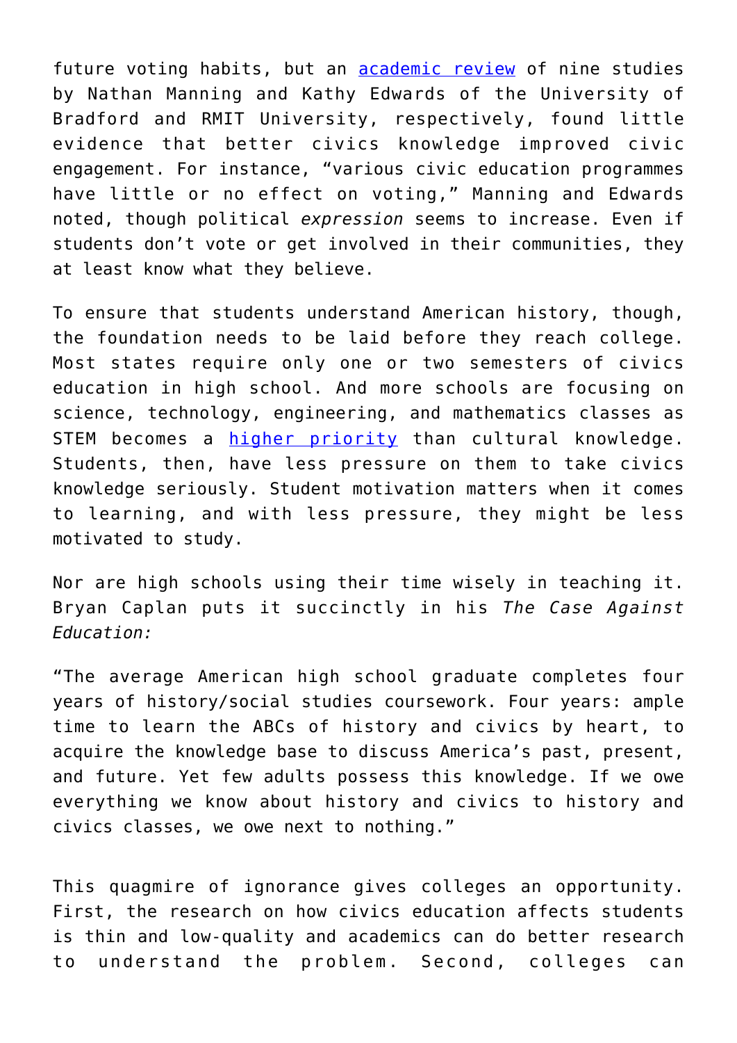future voting habits, but an [academic review] of nine studies by Nathan Manning and Kathy Edwards of the University of Bradford and RMIT University, respectively, found little evidence that better civics knowledge improved civic engagement. For instance, "various civic education programmes have little or no effect on voting," Manning and Edwards noted, though political *expression* seems to increase. Even if students don't vote or get involved in their communities, they at least know what they believe.

To ensure that students understand American history, though, the foundation needs to be laid before they reach college. Most states require only one or two semesters of civics education in high school. And more schools are focusing on science, technology, engineering, and mathematics classes as STEM becomes a [higher priority] than cultural knowledge. Students, then, have less pressure on them to take civics knowledge seriously. Student motivation matters when it comes to learning, and with less pressure, they might be less motivated to study.

Nor are high schools using their time wisely in teaching it. Bryan Caplan puts it succinctly in his *The Case Against Education:*

"The average American high school graduate completes four years of history/social studies coursework. Four years: ample time to learn the ABCs of history and civics by heart, to acquire the knowledge base to discuss America's past, present, and future. Yet few adults possess this knowledge. If we owe everything we know about history and civics to history and civics classes, we owe next to nothing."

This quagmire of ignorance gives colleges an opportunity. First, the research on how civics education affects students is thin and low-quality and academics can do better research to understand the problem. Second, colleges can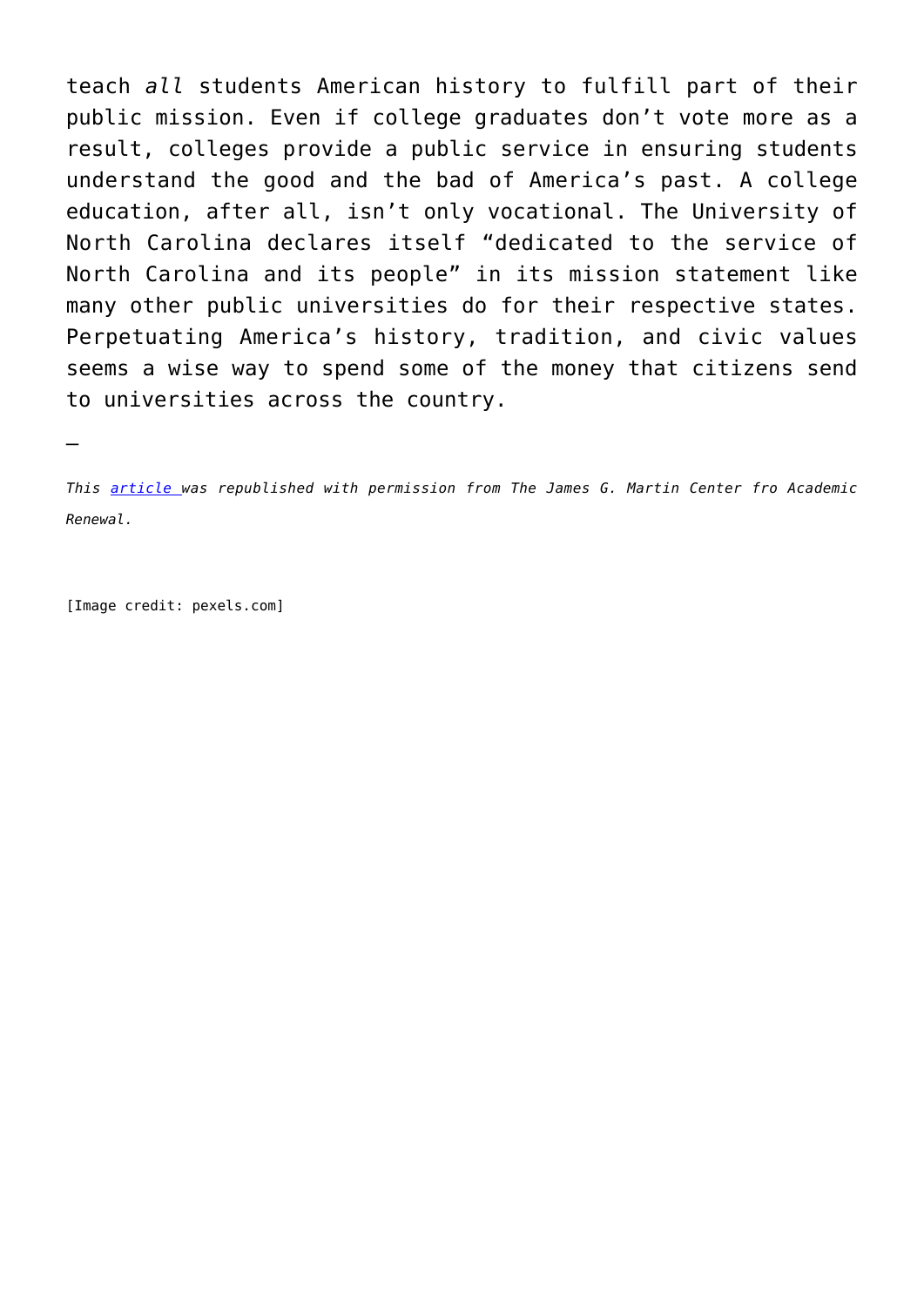teach *all* students American history to fulfill part of their public mission. Even if college graduates don't vote more as a result, colleges provide a public service in ensuring students understand the good and the bad of America's past. A college education, after all, isn't only vocational. The University of North Carolina declares itself "dedicated to the service of North Carolina and its people" in its mission statement like many other public universities do for their respective states. Perpetuating America's history, tradition, and civic values seems a wise way to spend some of the money that citizens send to universities across the country.

—

*This article was republished with permission from The James G. Martin Center fro Academic Renewal.*

[Image credit: pexels.com]